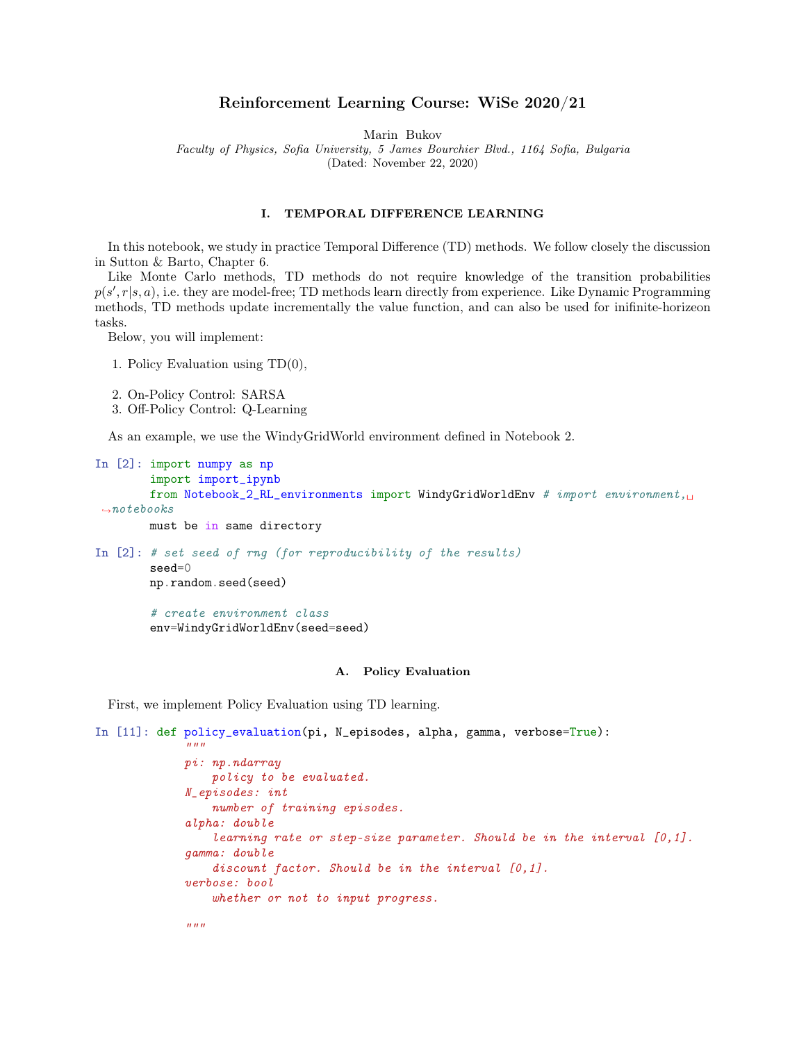# Reinforcement Learning Course: WiSe 2020/21

Marin Bukov

*Faculty of Physics, Sofia University, 5 James Bourchier Blvd., 1164 Sofia, Bulgaria*

(Dated: November 22, 2020)

## I. TEMPORAL DIFFERENCE LEARNING

In this notebook, we study in practice Temporal Difference (TD) methods. We follow closely the discussion in Sutton & Barto, Chapter 6.

Like Monte Carlo methods, TD methods do not require knowledge of the transition probabilities $p(s', r|s, a)$, i.e. they are model-free; TD methods learn directly from experience. Like Dynamic Programming methods, TD methods update incrementally the value function, and can also be used for inifinite-horizeon tasks.

Below, you will implement:

1. Policy Evaluation using TD(0),
2. On-Policy Control: SARSA
3. Off-Policy Control: Q-Learning

As an example, we use the WindyGridWorld environment defined in Notebook 2.

```
In [2]: import numpy as np
        import import_ipynb
        from Notebook_2_RL_environments import WindyGridWorldEnv # import environment,␣
 ↪notebooks
        must be in same directory
```

```
In [2]: # set seed of rng (for reproducibility of the results)
        seed=0
        np.random.seed(seed)

        # create environment class
        env=WindyGridWorldEnv(seed=seed)
```

### A. Policy Evaluation

First, we implement Policy Evaluation using TD learning.

```
In [11]: def policy_evaluation(pi, N_episodes, alpha, gamma, verbose=True):
             """
             pi: np.ndarray
                 policy to be evaluated.
             N_episodes: int
                 number of training episodes.
             alpha: double
                 learning rate or step-size parameter. Should be in the interval [0,1].
             gamma: double
                 discount factor. Should be in the interval [0,1].
             verbose: bool
                 whether or not to input progress.

             """
```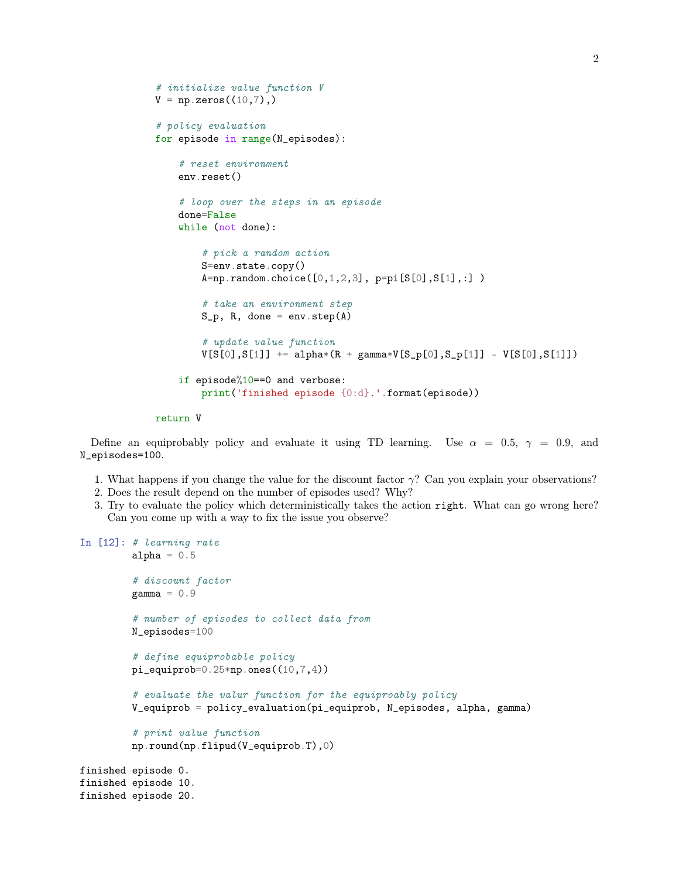```python
    # initialize value function V
    V = np.zeros((10,7),)

    # policy evaluation
    for episode in range(N_episodes):

        # reset environment
        env.reset()

        # loop over the steps in an episode
        done=False
        while (not done):

            # pick a random action
            S=env.state.copy()
            A=np.random.choice([0,1,2,3], p=pi[S[0],S[1],:] )

            # take an environment step
            S_p, R, done = env.step(A)

            # update value function
            V[S[0],S[1]] += alpha*(R + gamma*V[S_p[0],S_p[1]] - V[S[0],S[1]])

        if episode%10==0 and verbose:
            print('finished episode {0:d}.'.format(episode))

    return V
```

Define an equiprobably policy and evaluate it using TD learning. Use $\alpha = 0.5$, $\gamma = 0.9$, and N_episodes=100.

1. What happens if you change the value for the discount factor $\gamma$? Can you explain your observations?
2. Does the result depend on the number of episodes used? Why?
3. Try to evaluate the policy which deterministically takes the action `right`. What can go wrong here? Can you come up with a way to fix the issue you observe?

In [12]:
```python
# learning rate
alpha = 0.5

# discount factor
gamma = 0.9

# number of episodes to collect data from
N_episodes=100

# define equiprobable policy
pi_equiprob=0.25*np.ones((10,7,4))

# evaluate the valur function for the equiproably policy
V_equiprob = policy_evaluation(pi_equiprob, N_episodes, alpha, gamma)

# print value function
np.round(np.flipud(V_equiprob.T),0)
```

```
finished episode 0.
finished episode 10.
finished episode 20.
```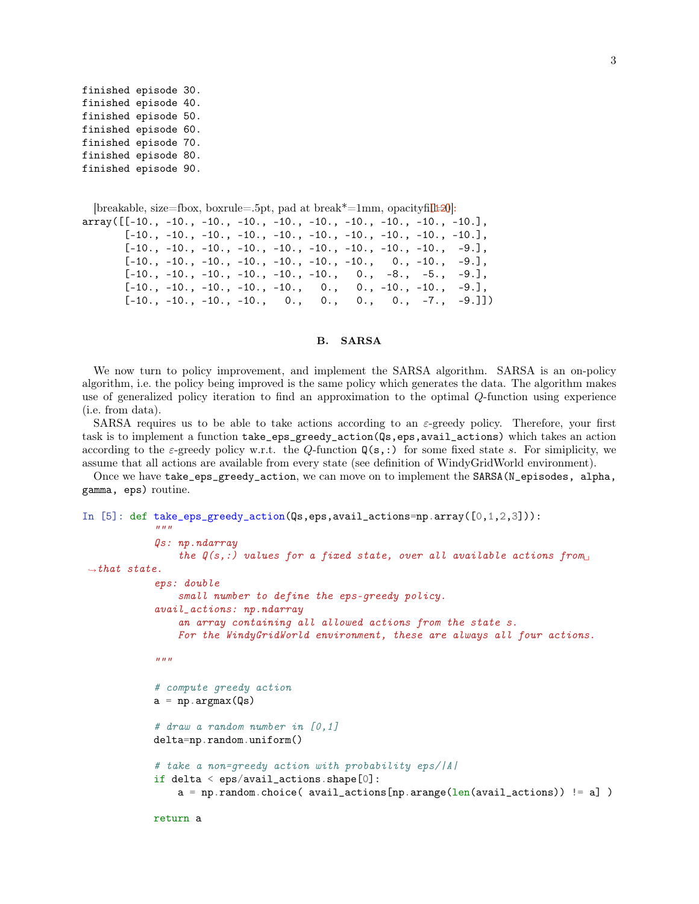```
finished episode 30.
finished episode 40.
finished episode 50.
finished episode 60.
finished episode 70.
finished episode 80.
finished episode 90.
```

[breakable, size=fbox, boxrule=.5pt, pad at break*=1mm, opacityfill=0][10]:

```
array([[-10., -10., -10., -10., -10., -10., -10., -10., -10., -10.],
       [-10., -10., -10., -10., -10., -10., -10., -10., -10., -10.],
       [-10., -10., -10., -10., -10., -10., -10., -10., -10.,  -9.],
       [-10., -10., -10., -10., -10., -10., -10.,   0., -10.,  -9.],
       [-10., -10., -10., -10., -10., -10.,   0.,  -8.,  -5.,  -9.],
       [-10., -10., -10., -10., -10.,   0.,   0., -10., -10.,  -9.],
       [-10., -10., -10., -10.,   0.,   0.,   0.,   0.,  -7.,  -9.]])
```

### B. SARSA

We now turn to policy improvement, and implement the SARSA algorithm. SARSA is an on-policy algorithm, i.e. the policy being improved is the same policy which generates the data. The algorithm makes use of generalized policy iteration to find an approximation to the optimal $Q$-function using experience (i.e. from data).

SARSA requires us to be able to take actions according to an $\varepsilon$-greedy policy. Therefore, your first task is to implement a function `take_eps_greedy_action(Qs,eps,avail_actions)` which takes an action according to the $\varepsilon$-greedy policy w.r.t. the $Q$-function `Q(s,:)` for some fixed state $s$. For simiplicity, we assume that all actions are available from every state (see definition of WindyGridWorld environment).

Once we have `take_eps_greedy_action`, we can move on to implement the `SARSA(N_episodes, alpha, gamma, eps)` routine.

```
In [5]: def take_eps_greedy_action(Qs,eps,avail_actions=np.array([0,1,2,3])):
            """
            Qs: np.ndarray
                the Q(s,:) values for a fixed state, over all available actions from
 that state.
            eps: double
                small number to define the eps-greedy policy.
            avail_actions: np.ndarray
                an array containing all allowed actions from the state s.
                For the WindyGridWorld environment, these are always all four actions.

            """

            # compute greedy action
            a = np.argmax(Qs)

            # draw a random number in [0,1]
            delta=np.random.uniform()

            # take a non=greedy action with probability eps/|A|
            if delta < eps/avail_actions.shape[0]:
                a = np.random.choice( avail_actions[np.arange(len(avail_actions)) != a] )

            return a
```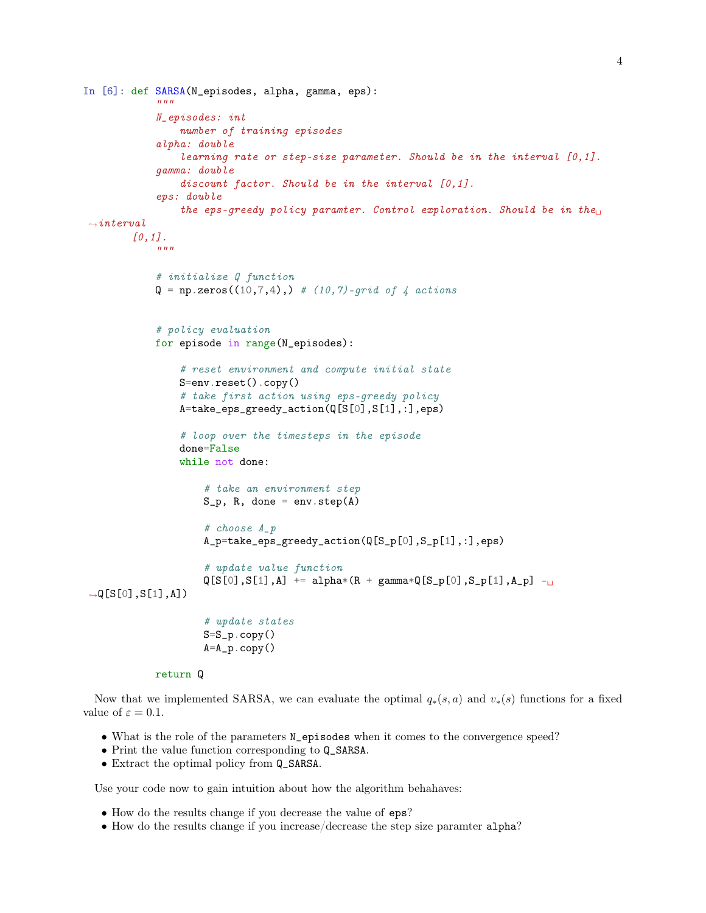In [6]:
```python
def SARSA(N_episodes, alpha, gamma, eps):
    """
    N_episodes: int
        number of training episodes
    alpha: double
        learning rate or step-size parameter. Should be in the interval [0,1].
    gamma: double
        discount factor. Should be in the interval [0,1].
    eps: double
        the eps-greedy policy paramter. Control exploration. Should be in the interval
        [0,1].
    """

    # initialize Q function
    Q = np.zeros((10,7,4),) # (10,7)-grid of 4 actions


    # policy evaluation
    for episode in range(N_episodes):

        # reset environment and compute initial state
        S=env.reset().copy()
        # take first action using eps-greedy policy
        A=take_eps_greedy_action(Q[S[0],S[1],:],eps)

        # loop over the timesteps in the episode
        done=False
        while not done:

            # take an environment step
            S_p, R, done = env.step(A)

            # choose A_p
            A_p=take_eps_greedy_action(Q[S_p[0],S_p[1],:],eps)

            # update value function
            Q[S[0],S[1],A] += alpha*(R + gamma*Q[S_p[0],S_p[1],A_p] - Q[S[0],S[1],A])

            # update states
            S=S_p.copy()
            A=A_p.copy()

    return Q
```

Now that we implemented SARSA, we can evaluate the optimal $q_*(s,a)$ and $v_*(s)$ functions for a fixed value of $\varepsilon = 0.1$.

- What is the role of the parameters `N_episodes` when it comes to the convergence speed?
- Print the value function corresponding to `Q_SARSA`.
- Extract the optimal policy from `Q_SARSA`.

Use your code now to gain intuition about how the algorithm behahaves:

- How do the results change if you decrease the value of `eps`?
- How do the results change if you increase/decrease the step size paramter `alpha`?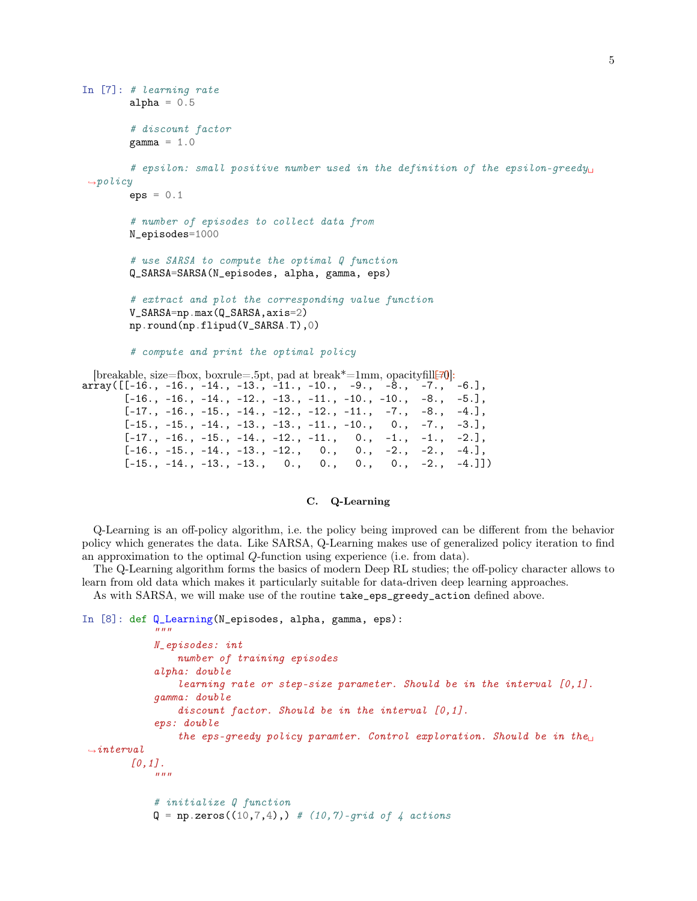```
In [7]: # learning rate
        alpha = 0.5

        # discount factor
        gamma = 1.0

        # epsilon: small positive number used in the definition of the epsilon-greedy
 ↪policy
        eps = 0.1

        # number of episodes to collect data from
        N_episodes=1000

        # use SARSA to compute the optimal Q function
        Q_SARSA=SARSA(N_episodes, alpha, gamma, eps)

        # extract and plot the corresponding value function
        V_SARSA=np.max(Q_SARSA,axis=2)
        np.round(np.flipud(V_SARSA.T),0)

        # compute and print the optimal policy
```

[breakable, size=fbox, boxrule=.5pt, pad at break*=1mm, opacityfill=0][7]:

```
array([[-16., -16., -14., -13., -11., -10.,  -9.,  -8.,  -7.,  -6.],
       [-16., -16., -14., -12., -13., -11., -10., -10.,  -8.,  -5.],
       [-17., -16., -15., -14., -12., -12., -11.,  -7.,  -8.,  -4.],
       [-15., -15., -14., -13., -13., -11., -10.,   0.,  -7.,  -3.],
       [-17., -16., -15., -14., -12., -11.,   0.,  -1.,  -1.,  -2.],
       [-16., -15., -14., -13., -12.,   0.,   0.,  -2.,  -2.,  -4.],
       [-15., -14., -13., -13.,   0.,   0.,   0.,   0.,  -2.,  -4.]])
```

### C. Q-Learning

Q-Learning is an off-policy algorithm, i.e. the policy being improved can be different from the behavior policy which generates the data. Like SARSA, Q-Learning makes use of generalized policy iteration to find an approximation to the optimal $Q$-function using experience (i.e. from data).

The Q-Learning algorithm forms the basics of modern Deep RL studies; the off-policy character allows to learn from old data which makes it particularly suitable for data-driven deep learning approaches.

As with SARSA, we will make use of the routine `take_eps_greedy_action` defined above.

```
In [8]: def Q_Learning(N_episodes, alpha, gamma, eps):
            """
            N_episodes: int
                number of training episodes
            alpha: double
                learning rate or step-size parameter. Should be in the interval [0,1].
            gamma: double
                discount factor. Should be in the interval [0,1].
            eps: double
                the eps-greedy policy paramter. Control exploration. Should be in the
 ↪interval
        [0,1].
            """

            # initialize Q function
            Q = np.zeros((10,7,4),) # (10,7)-grid of 4 actions
```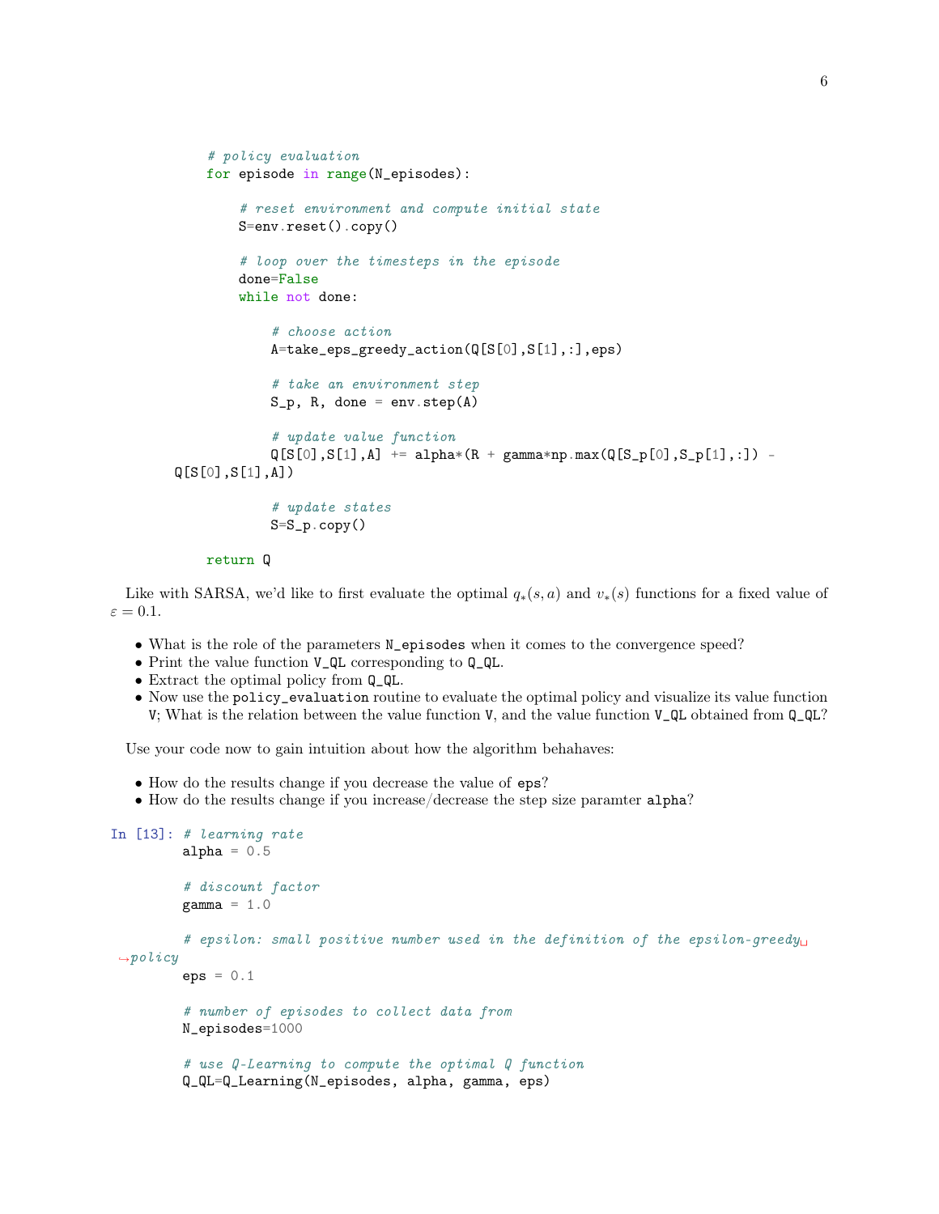```python
    # policy evaluation
    for episode in range(N_episodes):

        # reset environment and compute initial state
        S=env.reset().copy()

        # loop over the timesteps in the episode
        done=False
        while not done:

            # choose action
            A=take_eps_greedy_action(Q[S[0],S[1],:],eps)

            # take an environment step
            S_p, R, done = env.step(A)

            # update value function
            Q[S[0],S[1],A] += alpha*(R + gamma*np.max(Q[S_p[0],S_p[1],:]) - Q[S[0],S[1],A])

            # update states
            S=S_p.copy()

    return Q
```

Like with SARSA, we'd like to first evaluate the optimal $q_*(s, a)$ and $v_*(s)$ functions for a fixed value of $\varepsilon = 0.1$.

- What is the role of the parameters `N_episodes` when it comes to the convergence speed?
- Print the value function `V_QL` corresponding to `Q_QL`.
- Extract the optimal policy from `Q_QL`.
- Now use the `policy_evaluation` routine to evaluate the optimal policy and visualize its value function `V`; What is the relation between the value function `V`, and the value function `V_QL` obtained from `Q_QL`?

Use your code now to gain intuition about how the algorithm behahaves:

- How do the results change if you decrease the value of `eps`?
- How do the results change if you increase/decrease the step size paramter `alpha`?

In [13]:
```python
# learning rate
alpha = 0.5

# discount factor
gamma = 1.0

# epsilon: small positive number used in the definition of the epsilon-greedy policy
eps = 0.1

# number of episodes to collect data from
N_episodes=1000

# use Q-Learning to compute the optimal Q function
Q_QL=Q_Learning(N_episodes, alpha, gamma, eps)
```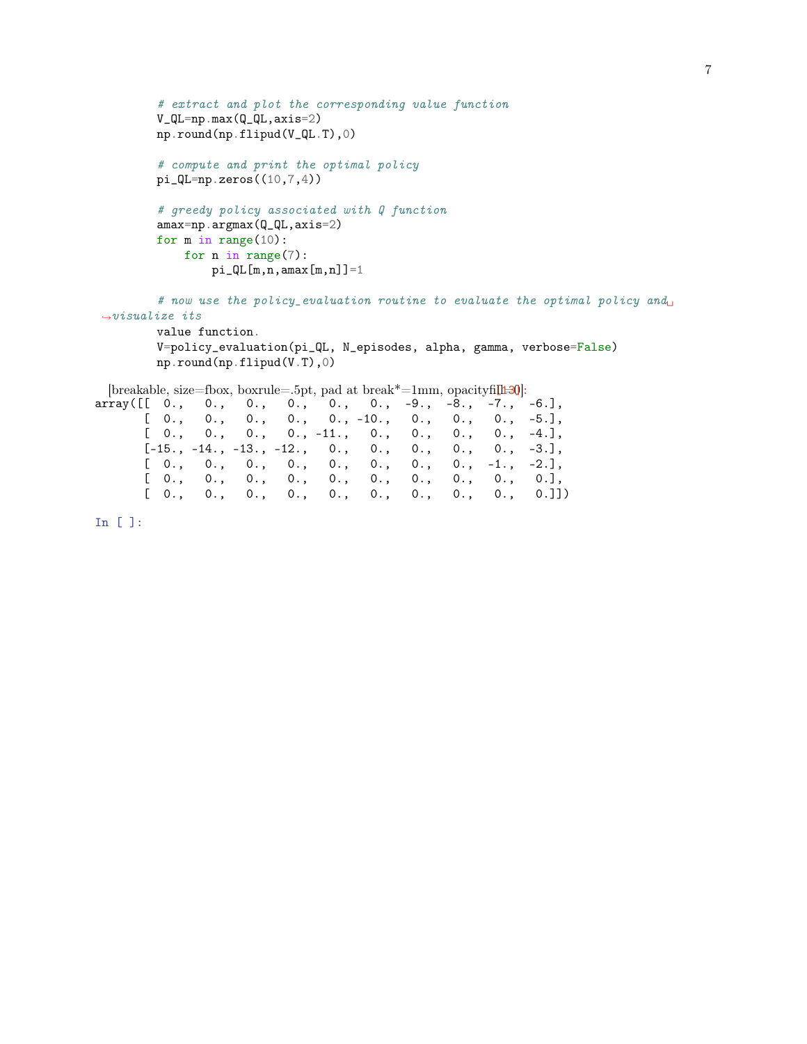```python
# extract and plot the corresponding value function
V_QL=np.max(Q_QL,axis=2)
np.round(np.flipud(V_QL.T),0)

# compute and print the optimal policy
pi_QL=np.zeros((10,7,4))

# greedy policy associated with Q function
amax=np.argmax(Q_QL,axis=2)
for m in range(10):
    for n in range(7):
        pi_QL[m,n,amax[m,n]]=1

# now use the policy_evaluation routine to evaluate the optimal policy and visualize its
value function.
V=policy_evaluation(pi_QL, N_episodes, alpha, gamma, verbose=False)
np.round(np.flipud(V.T),0)
```

[breakable, size=fbox, boxrule=.5pt, pad at break*=1mm, opacityfill=0][13]:

```
array([[  0.,   0.,   0.,   0.,   0.,   0.,  -9.,  -8.,  -7.,  -6.],
       [  0.,   0.,   0.,   0.,   0., -10.,   0.,   0.,   0.,  -5.],
       [  0.,   0.,   0.,   0., -11.,   0.,   0.,   0.,   0.,  -4.],
       [-15., -14., -13., -12.,   0.,   0.,   0.,   0.,   0.,  -3.],
       [  0.,   0.,   0.,   0.,   0.,   0.,   0.,   0.,  -1.,  -2.],
       [  0.,   0.,   0.,   0.,   0.,   0.,   0.,   0.,   0.,   0.],
       [  0.,   0.,   0.,   0.,   0.,   0.,   0.,   0.,   0.,   0.]])
```

In [ ]: